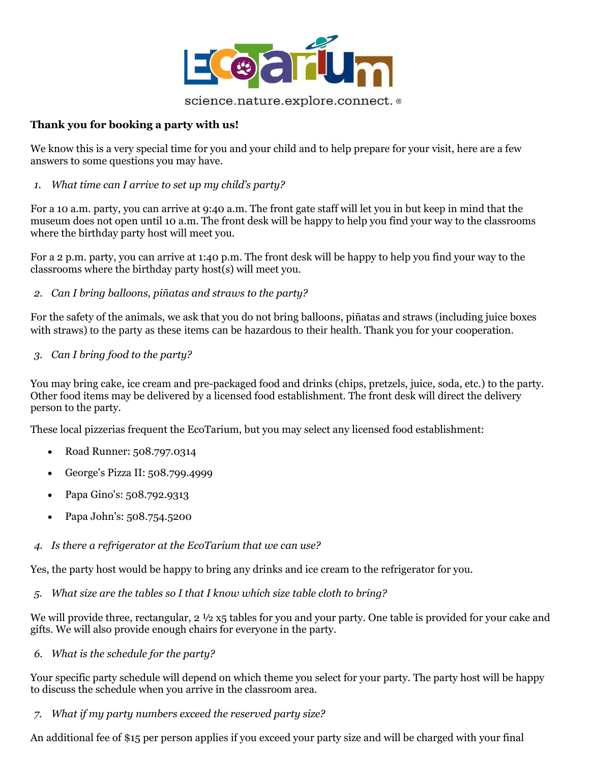science.nature.explore.connect.®

**Thank you for booking a party with us!**

We know this is a very special time for you and your child and to help prepare for your visit, here are a few answers to some questions you may have.

1. *What time can I arrive to set up my child's party?*

For a 10 a.m. party, you can arrive at 9:40 a.m. The front gate staff will let you in but keep in mind that the museum does not open until 10 a.m. The front desk will be happy to help you find your way to the classrooms where the birthday party host will meet you.

For a 2 p.m. party, you can arrive at 1:40 p.m. The front desk will be happy to help you find your way to the classrooms where the birthday party host(s) will meet you.

2. *Can I bring balloons, piñatas and straws to the party?*

For the safety of the animals, we ask that you do not bring balloons, piñatas and straws (including juice boxes with straws) to the party as these items can be hazardous to their health. Thank you for your cooperation.

3. *Can I bring food to the party?*

You may bring cake, ice cream and pre-packaged food and drinks (chips, pretzels, juice, soda, etc.) to the party. Other food items may be delivered by a licensed food establishment. The front desk will direct the delivery person to the party.

These local pizzerias frequent the EcoTarium, but you may select any licensed food establishment:

- Road Runner: 508.797.0314
- George's Pizza II: 508.799.4999
- Papa Gino's: 508.792.9313
- Papa John's: 508.754.5200

4. *Is there a refrigerator at the EcoTarium that we can use?*

Yes, the party host would be happy to bring any drinks and ice cream to the refrigerator for you.

5. *What size are the tables so I that I know which size table cloth to bring?*

We will provide three, rectangular, 2 ½ x5 tables for you and your party. One table is provided for your cake and gifts. We will also provide enough chairs for everyone in the party.

6. *What is the schedule for the party?*

Your specific party schedule will depend on which theme you select for your party. The party host will be happy to discuss the schedule when you arrive in the classroom area.

7. *What if my party numbers exceed the reserved party size?*

An additional fee of $15 per person applies if you exceed your party size and will be charged with your final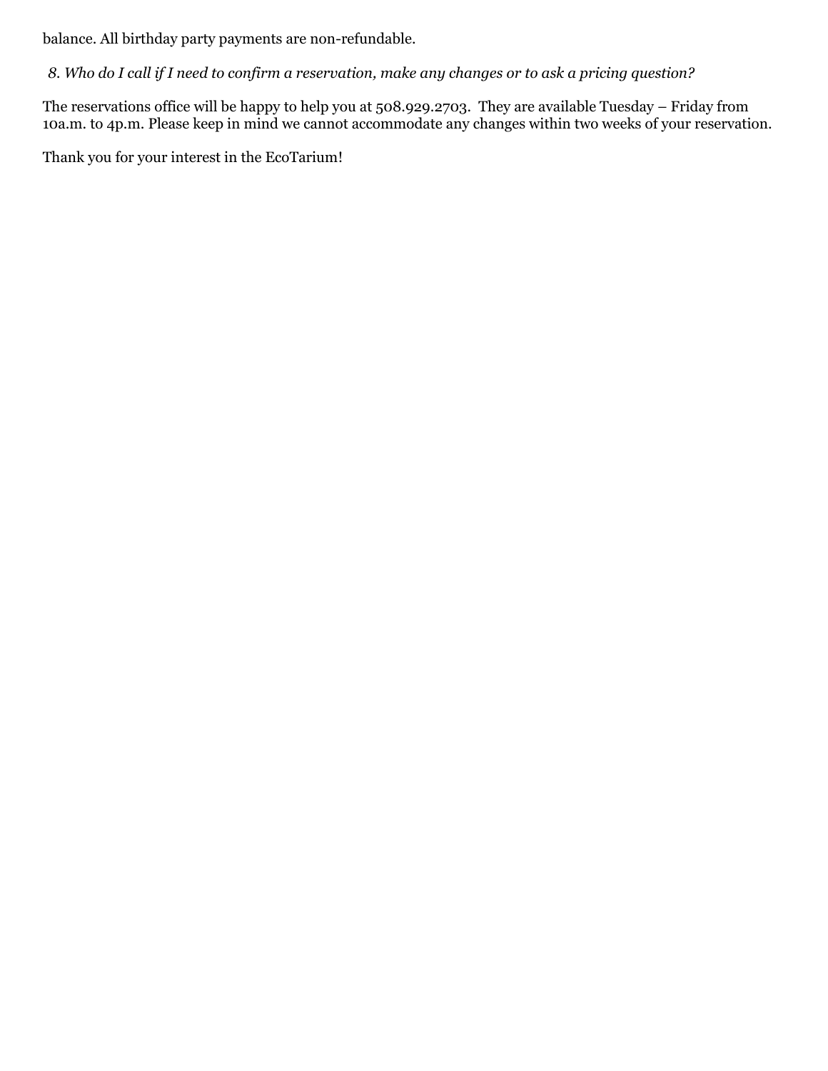balance. All birthday party payments are non-refundable.

*8. Who do I call if I need to confirm a reservation, make any changes or to ask a pricing question?*

The reservations office will be happy to help you at 508.929.2703. They are available Tuesday – Friday from 10a.m. to 4p.m. Please keep in mind we cannot accommodate any changes within two weeks of your reservation.

Thank you for your interest in the EcoTarium!